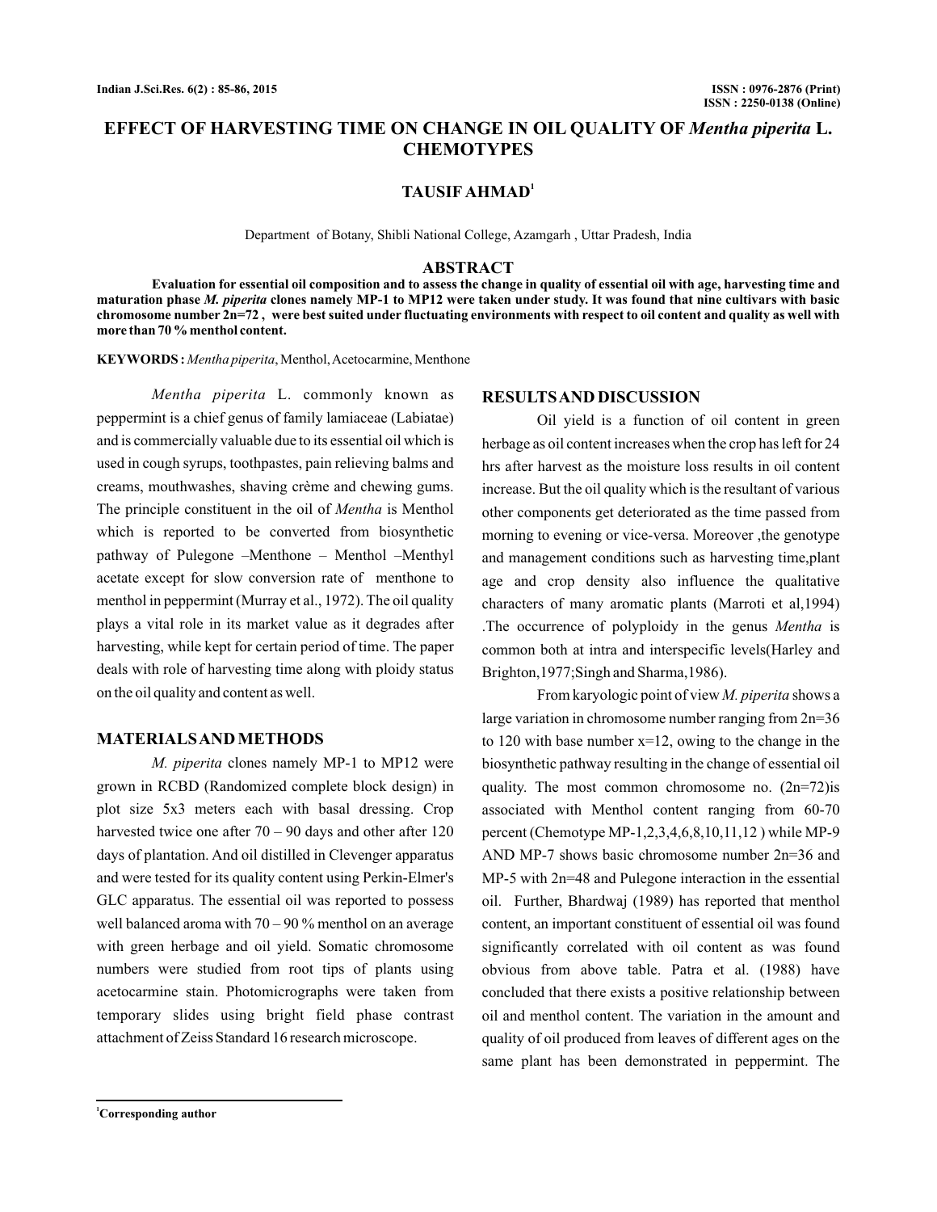# EFFECT OF HARVESTING TIME ON CHANGE IN OIL QUALITY OF *Mentha piperita* L. CHEMOTYPES

## TAUSIF AHMAD[1]

Department of Botany, Shibli National College, Azamgarh , Uttar Pradesh, India

## ABSTRACT

**Evaluation for essential oil composition and to assess the change in quality of essential oil with age, harvesting time and maturation phase *M. piperita* clones namely MP-1 to MP12 were taken under study. It was found that nine cultivars with basic chromosome number 2n=72 , were best suited under fluctuating environments with respect to oil content and quality as well with more than 70 % menthol content.**

**KEYWORDS :** *Mentha piperita*, Menthol, Acetocarmine, Menthone

*Mentha piperita* L. commonly known as peppermint is a chief genus of family lamiaceae (Labiatae) and is commercially valuable due to its essential oil which is used in cough syrups, toothpastes, pain relieving balms and creams, mouthwashes, shaving crème and chewing gums. The principle constituent in the oil of *Mentha* is Menthol which is reported to be converted from biosynthetic pathway of Pulegone –Menthone – Menthol –Menthyl acetate except for slow conversion rate of menthone to menthol in peppermint (Murray et al., 1972). The oil quality plays a vital role in its market value as it degrades after harvesting, while kept for certain period of time. The paper deals with role of harvesting time along with ploidy status on the oil quality and content as well.

## MATERIALS AND METHODS

*M. piperita* clones namely MP-1 to MP12 were grown in RCBD (Randomized complete block design) in plot size 5x3 meters each with basal dressing. Crop harvested twice one after 70 – 90 days and other after 120 days of plantation. And oil distilled in Clevenger apparatus and were tested for its quality content using Perkin-Elmer's GLC apparatus. The essential oil was reported to possess well balanced aroma with 70 – 90 % menthol on an average with green herbage and oil yield. Somatic chromosome numbers were studied from root tips of plants using acetocarmine stain. Photomicrographs were taken from temporary slides using bright field phase contrast attachment of Zeiss Standard 16 research microscope.

## RESULTS AND DISCUSSION

Oil yield is a function of oil content in green herbage as oil content increases when the crop has left for 24 hrs after harvest as the moisture loss results in oil content increase. But the oil quality which is the resultant of various other components get deteriorated as the time passed from morning to evening or vice-versa. Moreover ,the genotype and management conditions such as harvesting time,plant age and crop density also influence the qualitative characters of many aromatic plants (Marroti et al,1994) .The occurrence of polyploidy in the genus *Mentha* is common both at intra and interspecific levels(Harley and Brighton,1977;Singh and Sharma,1986).

From karyologic point of view *M. piperita* shows a large variation in chromosome number ranging from 2n=36 to 120 with base number x=12, owing to the change in the biosynthetic pathway resulting in the change of essential oil quality. The most common chromosome no. (2n=72)is associated with Menthol content ranging from 60-70 percent (Chemotype MP-1,2,3,4,6,8,10,11,12 ) while MP-9 AND MP-7 shows basic chromosome number 2n=36 and MP-5 with 2n=48 and Pulegone interaction in the essential oil. Further, Bhardwaj (1989) has reported that menthol content, an important constituent of essential oil was found significantly correlated with oil content as was found obvious from above table. Patra et al. (1988) have concluded that there exists a positive relationship between oil and menthol content. The variation in the amount and quality of oil produced from leaves of different ages on the same plant has been demonstrated in peppermint. The

[1]Corresponding author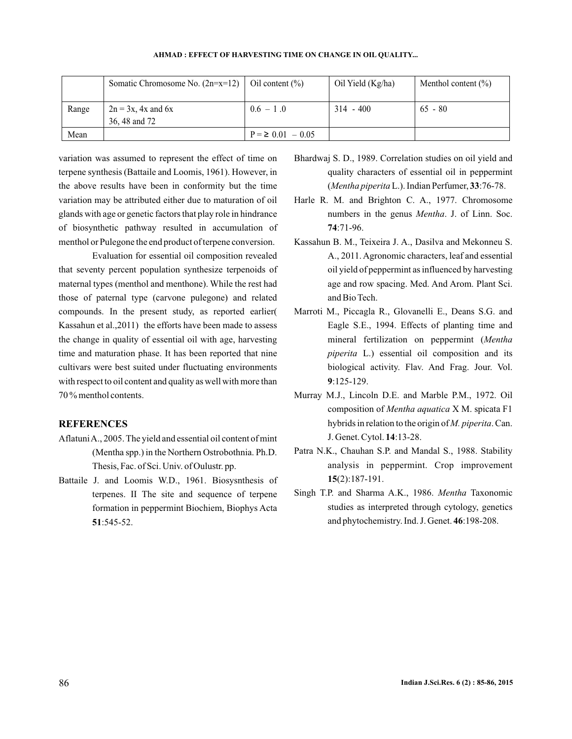| | Somatic Chromosome No. (2n=x=12) | Oil content (%) | Oil Yield (Kg/ha) | Menthol content (%) |
|---|---|---|---|---|
| Range | 2n = 3x, 4x and 6x 36, 48 and 72 | 0.6 – 1 .0 | 314 - 400 | 65 - 80 |
| Mean | | P = ≥ 0.01 – 0.05 | | |

variation was assumed to represent the effect of time on terpene synthesis (Battaile and Loomis, 1961). However, in the above results have been in conformity but the time variation may be attributed either due to maturation of oil glands with age or genetic factors that play role in hindrance of biosynthetic pathway resulted in accumulation of menthol or Pulegone the end product of terpene conversion.

Evaluation for essential oil composition revealed that seventy percent population synthesize terpenoids of maternal types (menthol and menthone). While the rest had those of paternal type (carvone pulegone) and related compounds. In the present study, as reported earlier( Kassahun et al.,2011) the efforts have been made to assess the change in quality of essential oil with age, harvesting time and maturation phase. It has been reported that nine cultivars were best suited under fluctuating environments with respect to oil content and quality as well with more than 70 % menthol contents.

## REFERENCES

Aflatuni A., 2005. The yield and essential oil content of mint (Mentha spp.) in the Northern Ostrobothnia. Ph.D. Thesis, Fac. of Sci. Univ. of Oulustr. pp.

Battaile J. and Loomis W.D., 1961. Biosysnthesis of terpenes. II The site and sequence of terpene formation in peppermint Biochiem, Biophys Acta **51**:545-52.

Bhardwaj S. D., 1989. Correlation studies on oil yield and quality characters of essential oil in peppermint (*Mentha piperita* L.). Indian Perfumer, **33**:76-78.

Harle R. M. and Brighton C. A., 1977. Chromosome numbers in the genus *Mentha*. J. of Linn. Soc. **74**:71-96.

Kassahun B. M., Teixeira J. A., Dasilva and Mekonneu S. A., 2011. Agronomic characters, leaf and essential oil yield of peppermint as influenced by harvesting age and row spacing. Med. And Arom. Plant Sci. and Bio Tech.

Marroti M., Piccagla R., Glovanelli E., Deans S.G. and Eagle S.E., 1994. Effects of planting time and mineral fertilization on peppermint (*Mentha piperita* L.) essential oil composition and its biological activity. Flav. And Frag. Jour. Vol. **9**:125-129.

Murray M.J., Lincoln D.E. and Marble P.M., 1972. Oil composition of *Mentha aquatica* X M. spicata F1 hybrids in relation to the origin of *M. piperita*. Can. J. Genet. Cytol. **14**:13-28.

Patra N.K., Chauhan S.P. and Mandal S., 1988. Stability analysis in peppermint. Crop improvement **15**(2):187-191.

Singh T.P. and Sharma A.K., 1986. *Mentha* Taxonomic studies as interpreted through cytology, genetics and phytochemistry. Ind. J. Genet. **46**:198-208.